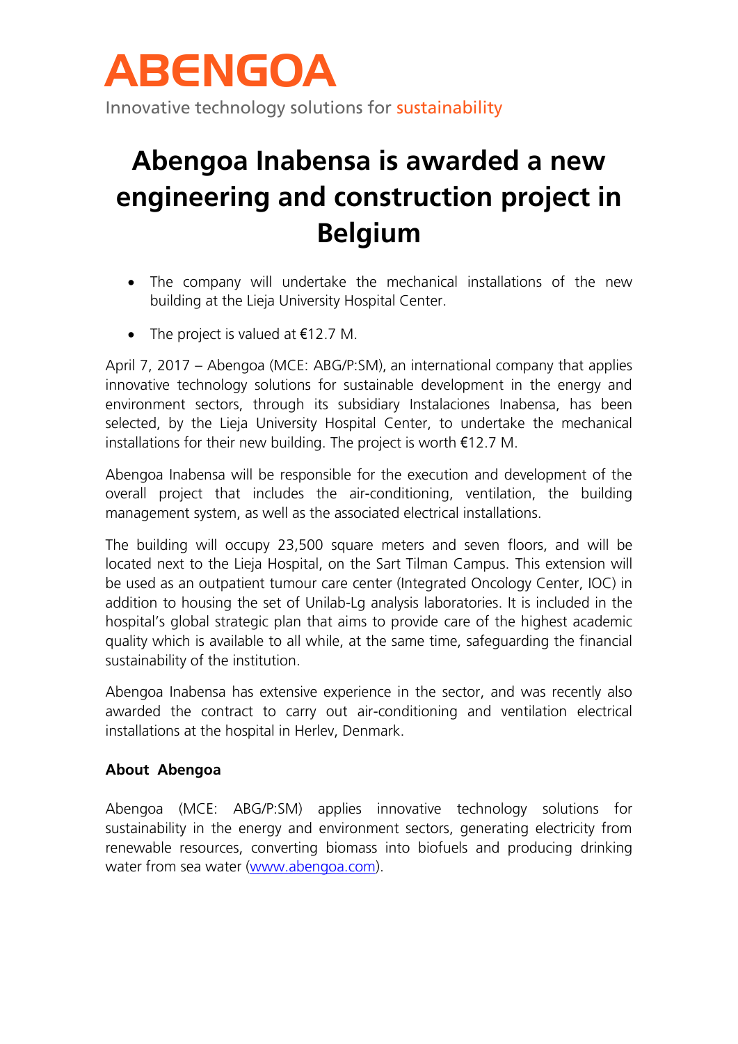ABENGOA

Innovative technology solutions for sustainability

# Abengoa Inabensa is awarded a new engineering and construction project in Belgium

- The company will undertake the mechanical installations of the new building at the Lieja University Hospital Center.
- The project is valued at €12.7 M.

April 7, 2017 – Abengoa (MCE: ABG/P:SM), an international company that applies innovative technology solutions for sustainable development in the energy and environment sectors, through its subsidiary Instalaciones Inabensa, has been selected, by the Lieja University Hospital Center, to undertake the mechanical installations for their new building. The project is worth €12.7 M.

Abengoa Inabensa will be responsible for the execution and development of the overall project that includes the air-conditioning, ventilation, the building management system, as well as the associated electrical installations.

The building will occupy 23,500 square meters and seven floors, and will be located next to the Lieja Hospital, on the Sart Tilman Campus. This extension will be used as an outpatient tumour care center (Integrated Oncology Center, IOC) in addition to housing the set of Unilab-Lg analysis laboratories. It is included in the hospital's global strategic plan that aims to provide care of the highest academic quality which is available to all while, at the same time, safeguarding the financial sustainability of the institution.

Abengoa Inabensa has extensive experience in the sector, and was recently also awarded the contract to carry out air-conditioning and ventilation electrical installations at the hospital in Herlev, Denmark.

**About Abengoa**

Abengoa (MCE: ABG/P:SM) applies innovative technology solutions for sustainability in the energy and environment sectors, generating electricity from renewable resources, converting biomass into biofuels and producing drinking water from sea water (www.abengoa.com).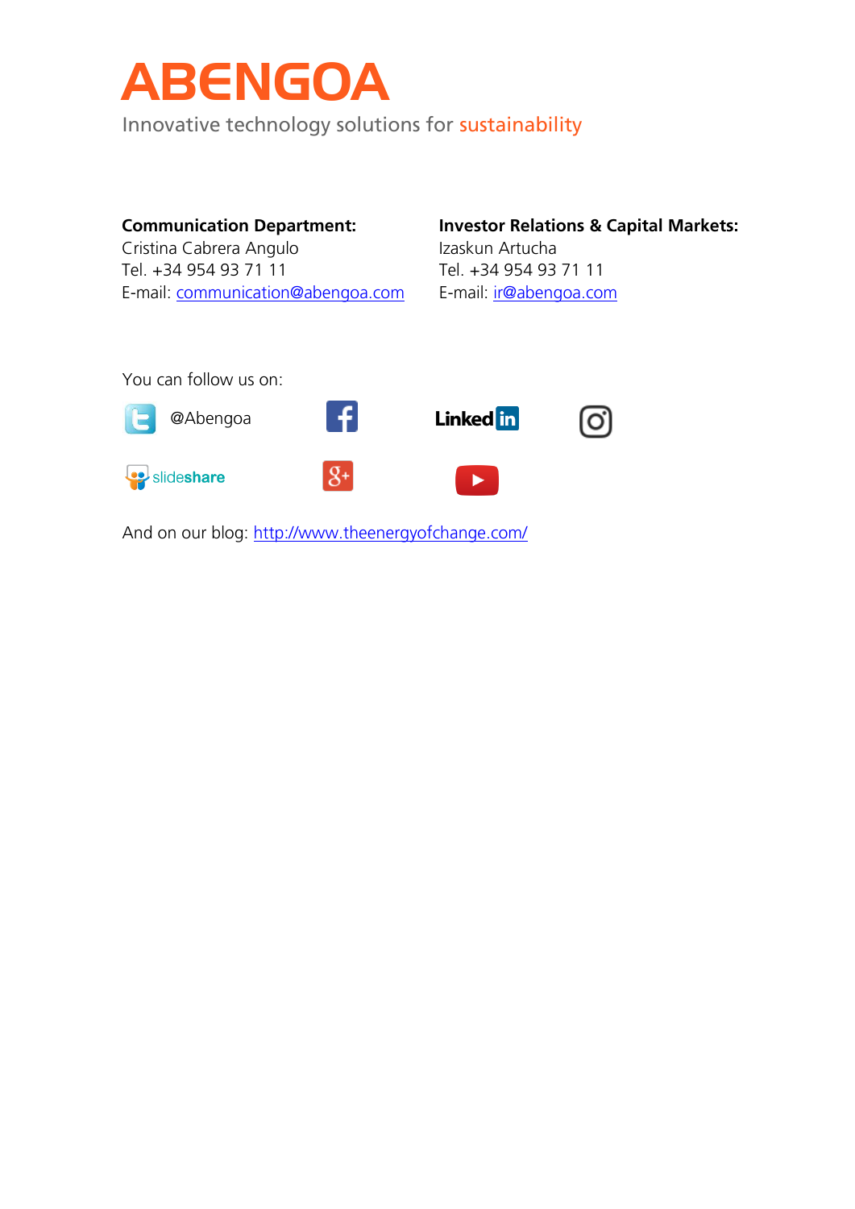# ABENGOA

Innovative technology solutions for sustainability

**Communication Department:**
Cristina Cabrera Angulo
Tel. +34 954 93 71 11
E-mail: communication@abengoa.com

**Investor Relations & Capital Markets:**
Izaskun Artucha
Tel. +34 954 93 71 11
E-mail: ir@abengoa.com

You can follow us on:

@Abengoa

Linkedin

slideshare

And on our blog: http://www.theenergyofchange.com/